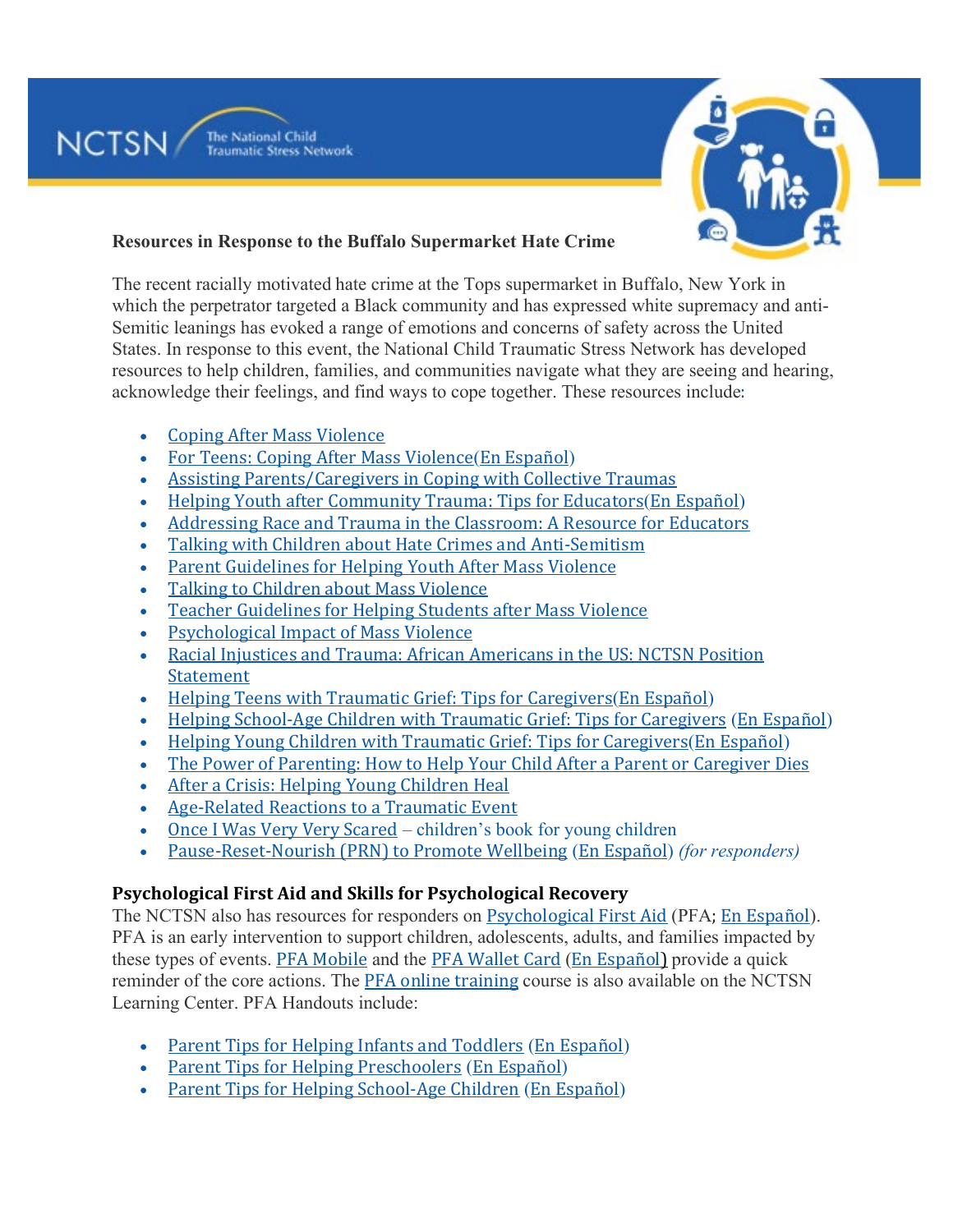NCTSN The National Child Traumatic Stress Network

**Resources in Response to the Buffalo Supermarket Hate Crime**

The recent racially motivated hate crime at the Tops supermarket in Buffalo, New York in which the perpetrator targeted a Black community and has expressed white supremacy and anti-Semitic leanings has evoked a range of emotions and concerns of safety across the United States. In response to this event, the National Child Traumatic Stress Network has developed resources to help children, families, and communities navigate what they are seeing and hearing, acknowledge their feelings, and find ways to cope together. These resources include:

- Coping After Mass Violence
- For Teens: Coping After Mass Violence(En Español)
- Assisting Parents/Caregivers in Coping with Collective Traumas
- Helping Youth after Community Trauma: Tips for Educators(En Español)
- Addressing Race and Trauma in the Classroom: A Resource for Educators
- Talking with Children about Hate Crimes and Anti-Semitism
- Parent Guidelines for Helping Youth After Mass Violence
- Talking to Children about Mass Violence
- Teacher Guidelines for Helping Students after Mass Violence
- Psychological Impact of Mass Violence
- Racial Injustices and Trauma: African Americans in the US: NCTSN Position Statement
- Helping Teens with Traumatic Grief: Tips for Caregivers(En Español)
- Helping School-Age Children with Traumatic Grief: Tips for Caregivers (En Español)
- Helping Young Children with Traumatic Grief: Tips for Caregivers(En Español)
- The Power of Parenting: How to Help Your Child After a Parent or Caregiver Dies
- After a Crisis: Helping Young Children Heal
- Age-Related Reactions to a Traumatic Event
- Once I Was Very Very Scared – children's book for young children
- Pause-Reset-Nourish (PRN) to Promote Wellbeing (En Español) *(for responders)*

## Psychological First Aid and Skills for Psychological Recovery

The NCTSN also has resources for responders on Psychological First Aid (PFA; En Español). PFA is an early intervention to support children, adolescents, adults, and families impacted by these types of events. PFA Mobile and the PFA Wallet Card (En Español) provide a quick reminder of the core actions. The PFA online training course is also available on the NCTSN Learning Center. PFA Handouts include:

- Parent Tips for Helping Infants and Toddlers (En Español)
- Parent Tips for Helping Preschoolers (En Español)
- Parent Tips for Helping School-Age Children (En Español)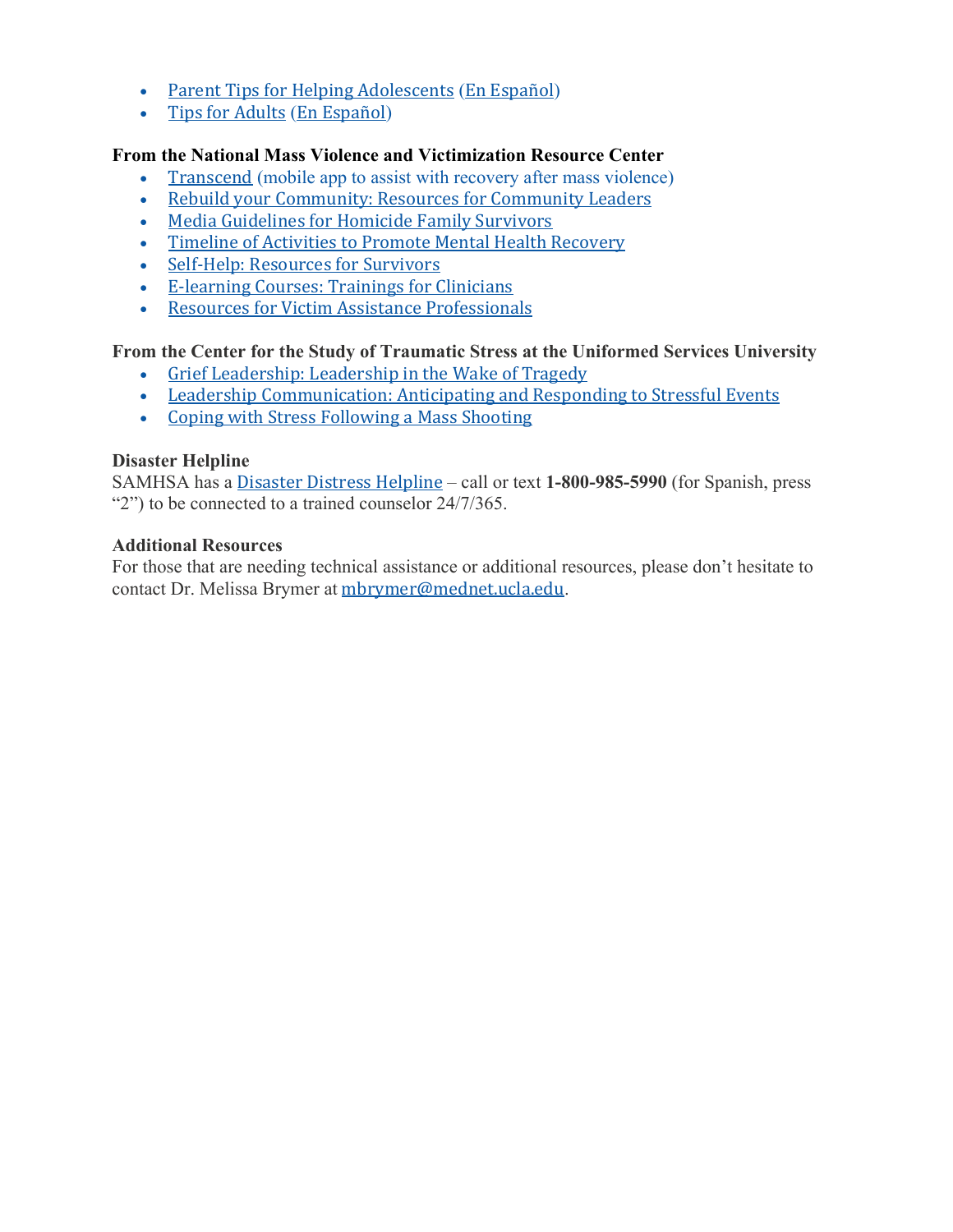- Parent Tips for Helping Adolescents (En Español)
- Tips for Adults (En Español)

**From the National Mass Violence and Victimization Resource Center**

- Transcend (mobile app to assist with recovery after mass violence)
- Rebuild your Community: Resources for Community Leaders
- Media Guidelines for Homicide Family Survivors
- Timeline of Activities to Promote Mental Health Recovery
- Self-Help: Resources for Survivors
- E-learning Courses: Trainings for Clinicians
- Resources for Victim Assistance Professionals

**From the Center for the Study of Traumatic Stress at the Uniformed Services University**

- Grief Leadership: Leadership in the Wake of Tragedy
- Leadership Communication: Anticipating and Responding to Stressful Events
- Coping with Stress Following a Mass Shooting

**Disaster Helpline**

SAMHSA has a Disaster Distress Helpline – call or text **1-800-985-5990** (for Spanish, press "2") to be connected to a trained counselor 24/7/365.

**Additional Resources**

For those that are needing technical assistance or additional resources, please don't hesitate to contact Dr. Melissa Brymer at mbrymer@mednet.ucla.edu.